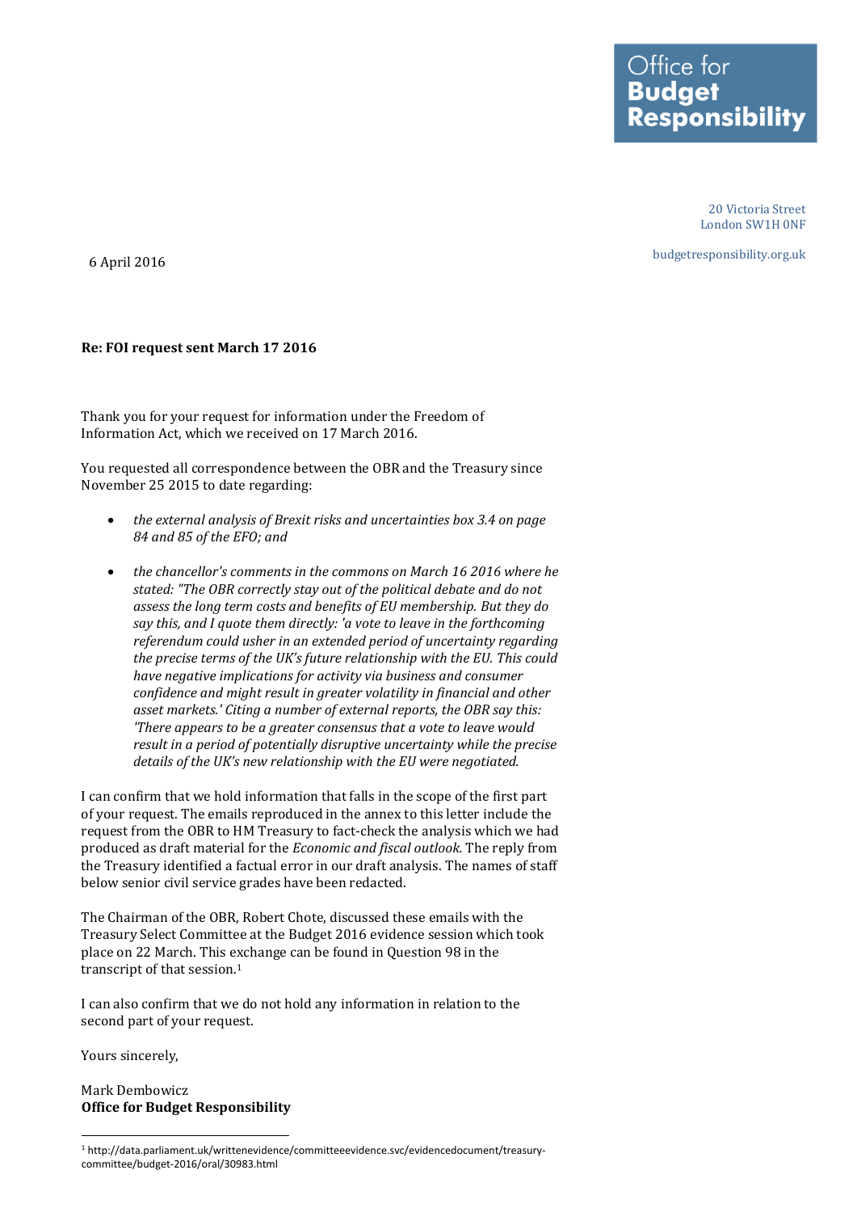**Office for Budget Responsibility**

20 Victoria Street
London SW1H 0NF

budgetresponsibility.org.uk

6 April 2016

**Re: FOI request sent March 17 2016**

Thank you for your request for information under the Freedom of Information Act, which we received on 17 March 2016.

You requested all correspondence between the OBR and the Treasury since November 25 2015 to date regarding:

- *the external analysis of Brexit risks and uncertainties box 3.4 on page 84 and 85 of the EFO; and*
- *the chancellor's comments in the commons on March 16 2016 where he stated: "The OBR correctly stay out of the political debate and do not assess the long term costs and benefits of EU membership. But they do say this, and I quote them directly: 'a vote to leave in the forthcoming referendum could usher in an extended period of uncertainty regarding the precise terms of the UK's future relationship with the EU. This could have negative implications for activity via business and consumer confidence and might result in greater volatility in financial and other asset markets.' Citing a number of external reports, the OBR say this: 'There appears to be a greater consensus that a vote to leave would result in a period of potentially disruptive uncertainty while the precise details of the UK's new relationship with the EU were negotiated.*

I can confirm that we hold information that falls in the scope of the first part of your request. The emails reproduced in the annex to this letter include the request from the OBR to HM Treasury to fact-check the analysis which we had produced as draft material for the *Economic and fiscal outlook.* The reply from the Treasury identified a factual error in our draft analysis. The names of staff below senior civil service grades have been redacted.

The Chairman of the OBR, Robert Chote, discussed these emails with the Treasury Select Committee at the Budget 2016 evidence session which took place on 22 March. This exchange can be found in Question 98 in the transcript of that session.[1]

I can also confirm that we do not hold any information in relation to the second part of your request.

Yours sincerely,

Mark Dembowicz
**Office for Budget Responsibility**

---

[1] http://data.parliament.uk/writtenevidence/committeeevidence.svc/evidencedocument/treasury-committee/budget-2016/oral/30983.html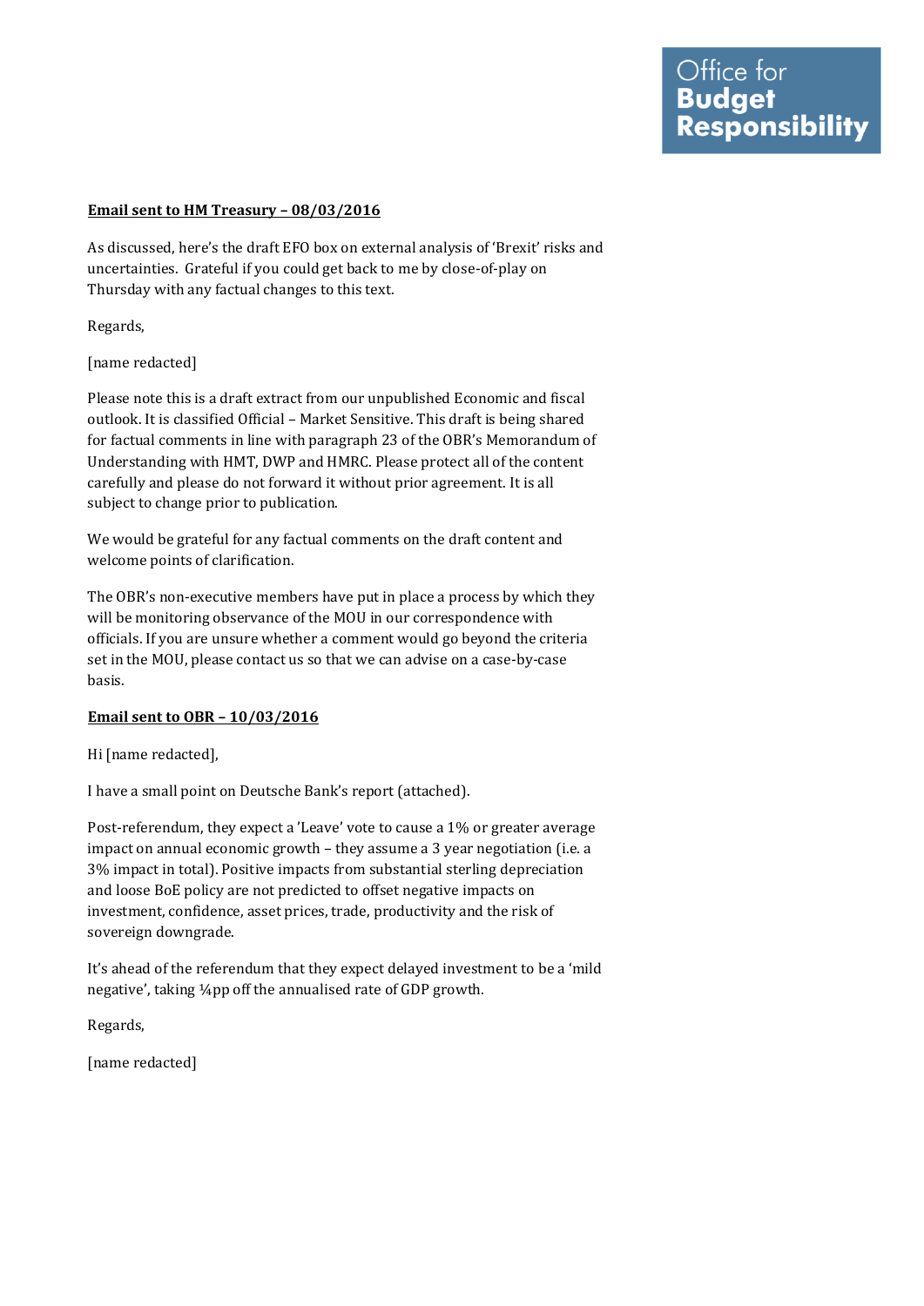**Email sent to HM Treasury – 08/03/2016**

As discussed, here's the draft EFO box on external analysis of 'Brexit' risks and uncertainties. Grateful if you could get back to me by close-of-play on Thursday with any factual changes to this text.

Regards,

[name redacted]

Please note this is a draft extract from our unpublished Economic and fiscal outlook. It is classified Official – Market Sensitive. This draft is being shared for factual comments in line with paragraph 23 of the OBR's Memorandum of Understanding with HMT, DWP and HMRC. Please protect all of the content carefully and please do not forward it without prior agreement. It is all subject to change prior to publication.

We would be grateful for any factual comments on the draft content and welcome points of clarification.

The OBR's non-executive members have put in place a process by which they will be monitoring observance of the MOU in our correspondence with officials. If you are unsure whether a comment would go beyond the criteria set in the MOU, please contact us so that we can advise on a case-by-case basis.

**Email sent to OBR – 10/03/2016**

Hi [name redacted],

I have a small point on Deutsche Bank's report (attached).

Post-referendum, they expect a 'Leave' vote to cause a 1% or greater average impact on annual economic growth – they assume a 3 year negotiation (i.e. a 3% impact in total). Positive impacts from substantial sterling depreciation and loose BoE policy are not predicted to offset negative impacts on investment, confidence, asset prices, trade, productivity and the risk of sovereign downgrade.

It's ahead of the referendum that they expect delayed investment to be a 'mild negative', taking ¼pp off the annualised rate of GDP growth.

Regards,

[name redacted]